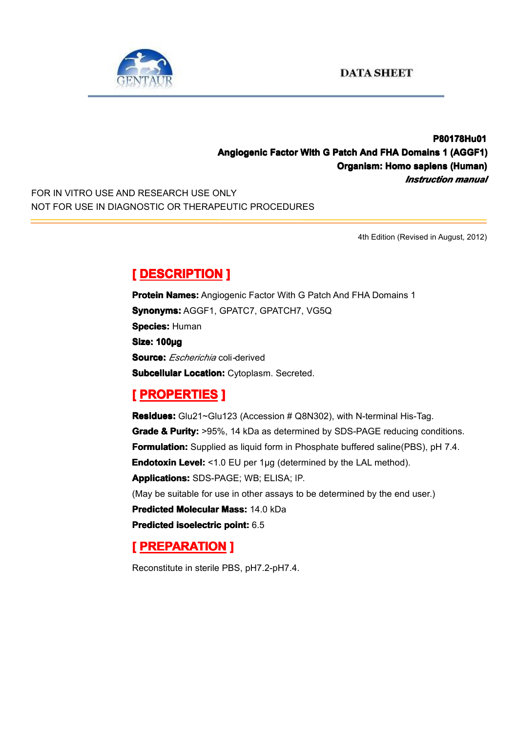DATA SHEET

**P80178Hu01**
**Angiogenic Factor With G Patch And FHA Domains 1 (AGGF1)**
**Organism: Homo sapiens (Human)**
***Instruction manual***

FOR IN VITRO USE AND RESEARCH USE ONLY
NOT FOR USE IN DIAGNOSTIC OR THERAPEUTIC PROCEDURES

4th Edition (Revised in August, 2012)

## [ DESCRIPTION ]

**Protein Names:** Angiogenic Factor With G Patch And FHA Domains 1
**Synonyms:** AGGF1, GPATC7, GPATCH7, VG5Q
**Species:** Human
**Size: 100µg**
**Source:** *Escherichia* coli-derived
**Subcellular Location:** Cytoplasm. Secreted.

## [ PROPERTIES ]

**Residues:** Glu21~Glu123 (Accession # Q8N302), with N-terminal His-Tag.
**Grade & Purity:** >95%, 14 kDa as determined by SDS-PAGE reducing conditions.
**Formulation:** Supplied as liquid form in Phosphate buffered saline(PBS), pH 7.4.
**Endotoxin Level:** <1.0 EU per 1µg (determined by the LAL method).
**Applications:** SDS-PAGE; WB; ELISA; IP.
(May be suitable for use in other assays to be determined by the end user.)
**Predicted Molecular Mass:** 14.0 kDa
**Predicted isoelectric point:** 6.5

## [ PREPARATION ]

Reconstitute in sterile PBS, pH7.2-pH7.4.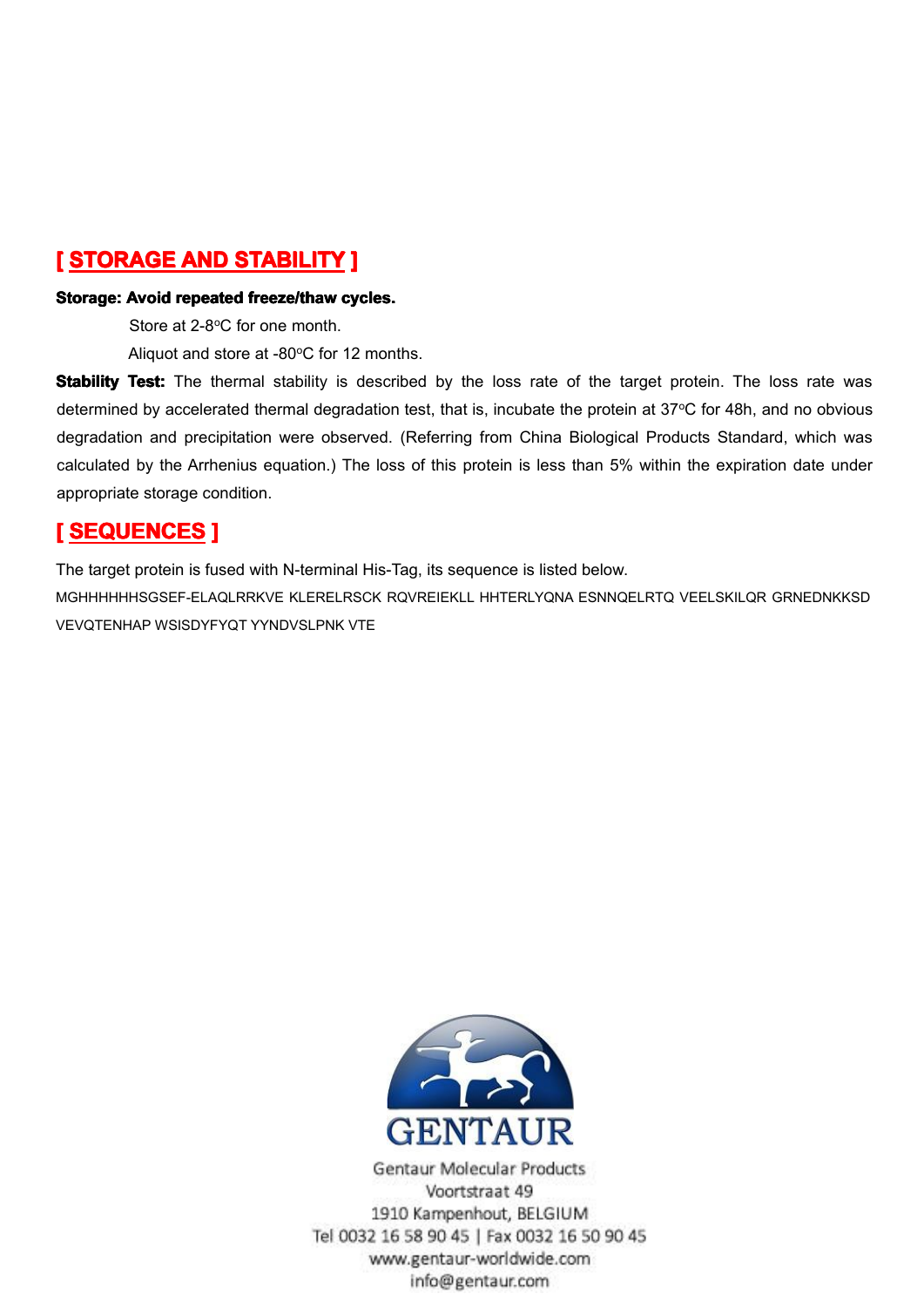## [ STORAGE AND STABILITY ]

**Storage: Avoid repeated freeze/thaw cycles.**

Store at 2-8°C for one month.

Aliquot and store at -80°C for 12 months.

**Stability Test:** The thermal stability is described by the loss rate of the target protein. The loss rate was determined by accelerated thermal degradation test, that is, incubate the protein at 37°C for 48h, and no obvious degradation and precipitation were observed. (Referring from China Biological Products Standard, which was calculated by the Arrhenius equation.) The loss of this protein is less than 5% within the expiration date under appropriate storage condition.

## [ SEQUENCES ]

The target protein is fused with N-terminal His-Tag, its sequence is listed below.

MGHHHHHHSGSEF-ELAQLRRKVE KLERELRSCK RQVREIEKLL HHTERLYQNA ESNNQELRTQ VEELSKILQR GRNEDNKKSD VEVQTENHAP WSISDYFYQT YYNDVSLPNK VTE

GENTAUR

Gentaur Molecular Products
Voortstraat 49
1910 Kampenhout, BELGIUM
Tel 0032 16 58 90 45 | Fax 0032 16 50 90 45
www.gentaur-worldwide.com
info@gentaur.com